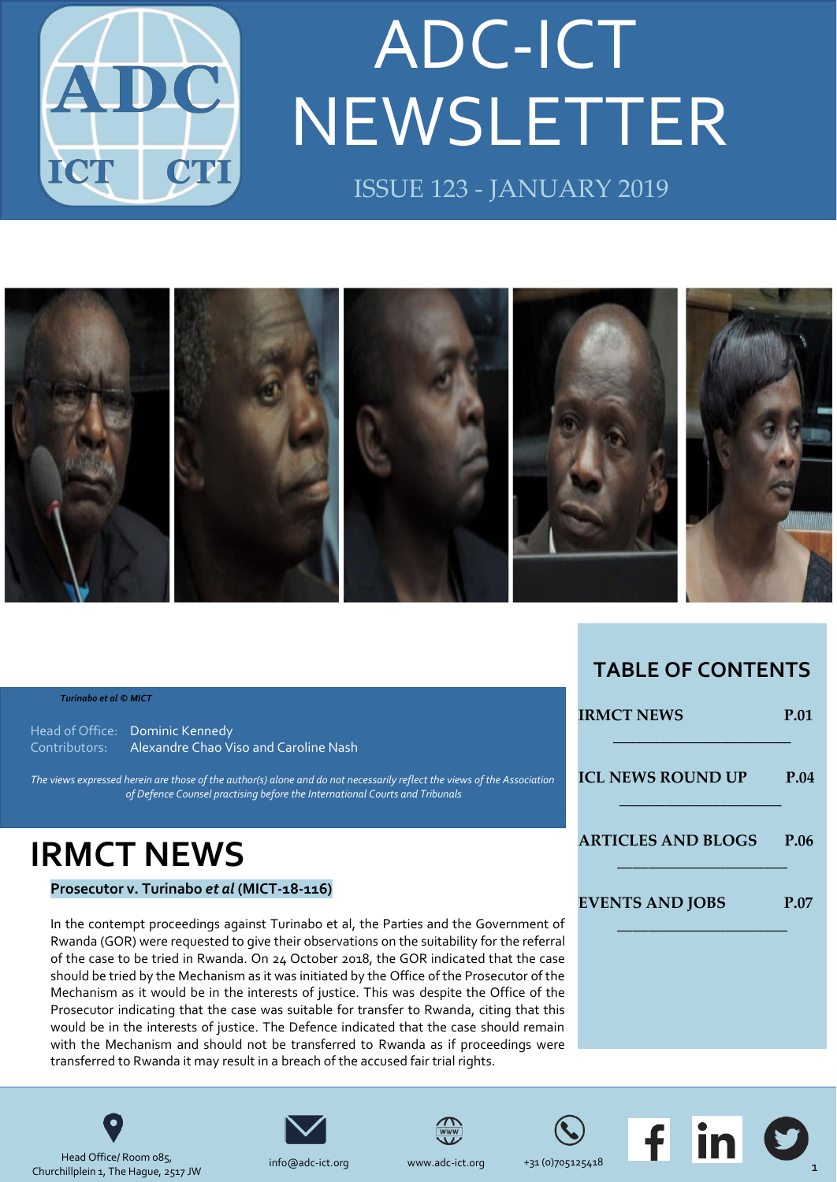# ADC-ICT NEWSLETTER

ISSUE 123 - JANUARY 2019

*Turinabo et al © MICT*

Head of Office: Dominic Kennedy
Contributors: Alexandre Chao Viso and Caroline Nash

*The views expressed herein are those of the author(s) alone and do not necessarily reflect the views of the Association of Defence Counsel practising before the International Courts and Tribunals*

## TABLE OF CONTENTS

| | |
|---|---|
| IRMCT NEWS | P.01 |
| ICL NEWS ROUND UP | P.04 |
| ARTICLES AND BLOGS | P.06 |
| EVENTS AND JOBS | P.07 |

# IRMCT NEWS

### Prosecutor v. Turinabo *et al* (MICT-18-116)

In the contempt proceedings against Turinabo et al, the Parties and the Government of Rwanda (GOR) were requested to give their observations on the suitability for the referral of the case to be tried in Rwanda. On 24 October 2018, the GOR indicated that the case should be tried by the Mechanism as it was initiated by the Office of the Prosecutor of the Mechanism as it would be in the interests of justice. This was despite the Office of the Prosecutor indicating that the case was suitable for transfer to Rwanda, citing that this would be in the interests of justice. The Defence indicated that the case should remain with the Mechanism and should not be transferred to Rwanda as if proceedings were transferred to Rwanda it may result in a breach of the accused fair trial rights.

Head Office/ Room 085, Churchillplein 1, The Hague, 2517 JW | info@adc-ict.org | www.adc-ict.org | +31 (0)705125418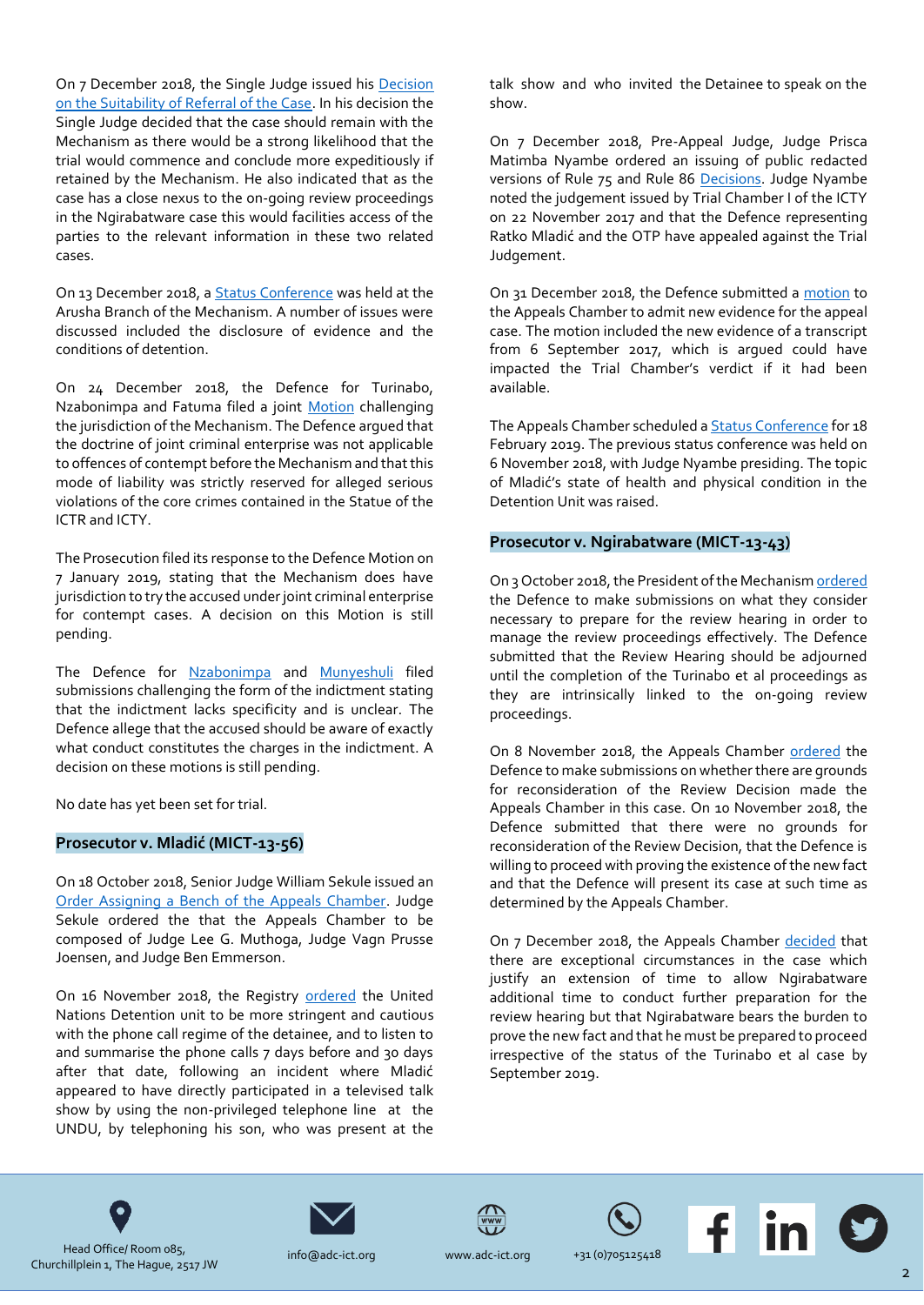On 7 December 2018, the Single Judge issued his Decision on the Suitability of Referral of the Case. In his decision the Single Judge decided that the case should remain with the Mechanism as there would be a strong likelihood that the trial would commence and conclude more expeditiously if retained by the Mechanism. He also indicated that as the case has a close nexus to the on-going review proceedings in the Ngirabatware case this would facilities access of the parties to the relevant information in these two related cases.

On 13 December 2018, a Status Conference was held at the Arusha Branch of the Mechanism. A number of issues were discussed included the disclosure of evidence and the conditions of detention.

On 24 December 2018, the Defence for Turinabo, Nzabonimpa and Fatuma filed a joint Motion challenging the jurisdiction of the Mechanism. The Defence argued that the doctrine of joint criminal enterprise was not applicable to offences of contempt before the Mechanism and that this mode of liability was strictly reserved for alleged serious violations of the core crimes contained in the Statue of the ICTR and ICTY.

The Prosecution filed its response to the Defence Motion on 7 January 2019, stating that the Mechanism does have jurisdiction to try the accused under joint criminal enterprise for contempt cases. A decision on this Motion is still pending.

The Defence for Nzabonimpa and Munyeshuli filed submissions challenging the form of the indictment stating that the indictment lacks specificity and is unclear. The Defence allege that the accused should be aware of exactly what conduct constitutes the charges in the indictment. A decision on these motions is still pending.

No date has yet been set for trial.

## Prosecutor v. Mladić (MICT-13-56)

On 18 October 2018, Senior Judge William Sekule issued an Order Assigning a Bench of the Appeals Chamber. Judge Sekule ordered the that the Appeals Chamber to be composed of Judge Lee G. Muthoga, Judge Vagn Prusse Joensen, and Judge Ben Emmerson.

On 16 November 2018, the Registry ordered the United Nations Detention unit to be more stringent and cautious with the phone call regime of the detainee, and to listen to and summarise the phone calls 7 days before and 30 days after that date, following an incident where Mladić appeared to have directly participated in a televised talk show by using the non-privileged telephone line at the UNDU, by telephoning his son, who was present at the talk show and who invited the Detainee to speak on the show.

On 7 December 2018, Pre-Appeal Judge, Judge Prisca Matimba Nyambe ordered an issuing of public redacted versions of Rule 75 and Rule 86 Decisions. Judge Nyambe noted the judgement issued by Trial Chamber I of the ICTY on 22 November 2017 and that the Defence representing Ratko Mladić and the OTP have appealed against the Trial Judgement.

On 31 December 2018, the Defence submitted a motion to the Appeals Chamber to admit new evidence for the appeal case. The motion included the new evidence of a transcript from 6 September 2017, which is argued could have impacted the Trial Chamber's verdict if it had been available.

The Appeals Chamber scheduled a Status Conference for 18 February 2019. The previous status conference was held on 6 November 2018, with Judge Nyambe presiding. The topic of Mladić's state of health and physical condition in the Detention Unit was raised.

## Prosecutor v. Ngirabatware (MICT-13-43)

On 3 October 2018, the President of the Mechanism ordered the Defence to make submissions on what they consider necessary to prepare for the review hearing in order to manage the review proceedings effectively. The Defence submitted that the Review Hearing should be adjourned until the completion of the Turinabo et al proceedings as they are intrinsically linked to the on-going review proceedings.

On 8 November 2018, the Appeals Chamber ordered the Defence to make submissions on whether there are grounds for reconsideration of the Review Decision made the Appeals Chamber in this case. On 10 November 2018, the Defence submitted that there were no grounds for reconsideration of the Review Decision, that the Defence is willing to proceed with proving the existence of the new fact and that the Defence will present its case at such time as determined by the Appeals Chamber.

On 7 December 2018, the Appeals Chamber decided that there are exceptional circumstances in the case which justify an extension of time to allow Ngirabatware additional time to conduct further preparation for the review hearing but that Ngirabatware bears the burden to prove the new fact and that he must be prepared to proceed irrespective of the status of the Turinabo et al case by September 2019.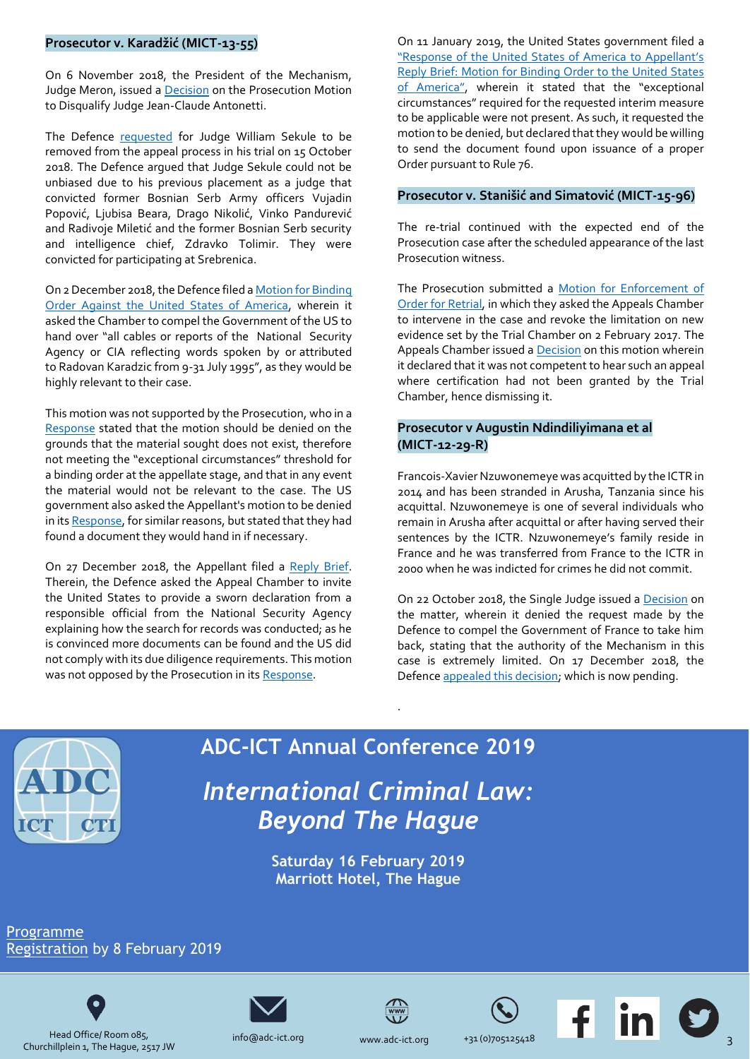### Prosecutor v. Karadžić (MICT-13-55)

On 6 November 2018, the President of the Mechanism, Judge Meron, issued a Decision on the Prosecution Motion to Disqualify Judge Jean-Claude Antonetti.

The Defence requested for Judge William Sekule to be removed from the appeal process in his trial on 15 October 2018. The Defence argued that Judge Sekule could not be unbiased due to his previous placement as a judge that convicted former Bosnian Serb Army officers Vujadin Popović, Ljubisa Beara, Drago Nikolić, Vinko Pandurević and Radivoje Miletić and the former Bosnian Serb security and intelligence chief, Zdravko Tolimir. They were convicted for participating at Srebrenica.

On 2 December 2018, the Defence filed a Motion for Binding Order Against the United States of America, wherein it asked the Chamber to compel the Government of the US to hand over "all cables or reports of the National Security Agency or CIA reflecting words spoken by or attributed to Radovan Karadzic from 9-31 July 1995", as they would be highly relevant to their case.

This motion was not supported by the Prosecution, who in a Response stated that the motion should be denied on the grounds that the material sought does not exist, therefore not meeting the "exceptional circumstances" threshold for a binding order at the appellate stage, and that in any event the material would not be relevant to the case. The US government also asked the Appellant's motion to be denied in its Response, for similar reasons, but stated that they had found a document they would hand in if necessary.

On 27 December 2018, the Appellant filed a Reply Brief. Therein, the Defence asked the Appeal Chamber to invite the United States to provide a sworn declaration from a responsible official from the National Security Agency explaining how the search for records was conducted; as he is convinced more documents can be found and the US did not comply with its due diligence requirements. This motion was not opposed by the Prosecution in its Response.

On 11 January 2019, the United States government filed a "Response of the United States of America to Appellant's Reply Brief: Motion for Binding Order to the United States of America", wherein it stated that the "exceptional circumstances" required for the requested interim measure to be applicable were not present. As such, it requested the motion to be denied, but declared that they would be willing to send the document found upon issuance of a proper Order pursuant to Rule 76.

### Prosecutor v. Stanišić and Simatović (MICT-15-96)

The re-trial continued with the expected end of the Prosecution case after the scheduled appearance of the last Prosecution witness.

The Prosecution submitted a Motion for Enforcement of Order for Retrial, in which they asked the Appeals Chamber to intervene in the case and revoke the limitation on new evidence set by the Trial Chamber on 2 February 2017. The Appeals Chamber issued a Decision on this motion wherein it declared that it was not competent to hear such an appeal where certification had not been granted by the Trial Chamber, hence dismissing it.

### Prosecutor v Augustin Ndindiliyimana et al (MICT-12-29-R)

Francois-Xavier Nzuwonemeye was acquitted by the ICTR in 2014 and has been stranded in Arusha, Tanzania since his acquittal. Nzuwonemeye is one of several individuals who remain in Arusha after acquittal or after having served their sentences by the ICTR. Nzuwonemeye's family reside in France and he was transferred from France to the ICTR in 2000 when he was indicted for crimes he did not commit.

On 22 October 2018, the Single Judge issued a Decision on the matter, wherein it denied the request made by the Defence to compel the Government of France to take him back, stating that the authority of the Mechanism in this case is extremely limited. On 17 December 2018, the Defence appealed this decision; which is now pending.

## ADC-ICT Annual Conference 2019

## *International Criminal Law: Beyond The Hague*

**Saturday 16 February 2019**
**Marriott Hotel, The Hague**

Programme
Registration by 8 February 2019

Head Office/ Room 085, Churchillplein 1, The Hague, 2517 JW | info@adc-ict.org | www.adc-ict.org | +31 (0)705125418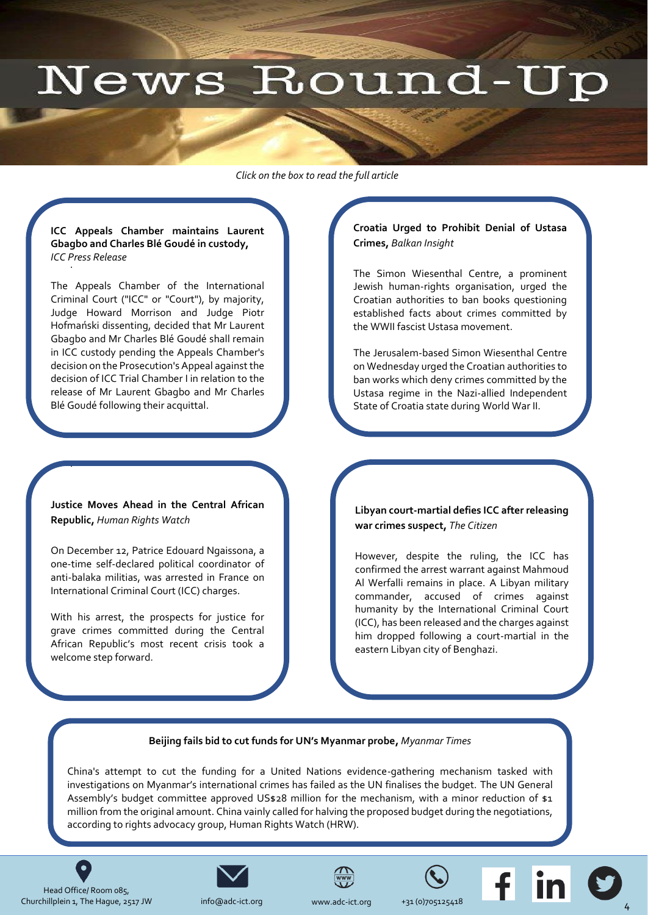# News Round-Up

*Click on the box to read the full article*

**ICC Appeals Chamber maintains Laurent Gbagbo and Charles Blé Goudé in custody,** *ICC Press Release*

The Appeals Chamber of the International Criminal Court ("ICC" or "Court"), by majority, Judge Howard Morrison and Judge Piotr Hofmański dissenting, decided that Mr Laurent Gbagbo and Mr Charles Blé Goudé shall remain in ICC custody pending the Appeals Chamber's decision on the Prosecution's Appeal against the decision of ICC Trial Chamber I in relation to the release of Mr Laurent Gbagbo and Mr Charles Blé Goudé following their acquittal.

**Croatia Urged to Prohibit Denial of Ustasa Crimes,** *Balkan Insight*

The Simon Wiesenthal Centre, a prominent Jewish human-rights organisation, urged the Croatian authorities to ban books questioning established facts about crimes committed by the WWII fascist Ustasa movement.

The Jerusalem-based Simon Wiesenthal Centre on Wednesday urged the Croatian authorities to ban works which deny crimes committed by the Ustasa regime in the Nazi-allied Independent State of Croatia state during World War II.

**Justice Moves Ahead in the Central African Republic,** *Human Rights Watch*

On December 12, Patrice Edouard Ngaissona, a one-time self-declared political coordinator of anti-balaka militias, was arrested in France on International Criminal Court (ICC) charges.

With his arrest, the prospects for justice for grave crimes committed during the Central African Republic's most recent crisis took a welcome step forward.

**Libyan court-martial defies ICC after releasing war crimes suspect,** *The Citizen*

However, despite the ruling, the ICC has confirmed the arrest warrant against Mahmoud Al Werfalli remains in place. A Libyan military commander, accused of crimes against humanity by the International Criminal Court (ICC), has been released and the charges against him dropped following a court-martial in the eastern Libyan city of Benghazi.

**Beijing fails bid to cut funds for UN's Myanmar probe,** *Myanmar Times*

China's attempt to cut the funding for a United Nations evidence-gathering mechanism tasked with investigations on Myanmar's international crimes has failed as the UN finalises the budget. The UN General Assembly's budget committee approved US$28 million for the mechanism, with a minor reduction of $1 million from the original amount. China vainly called for halving the proposed budget during the negotiations, according to rights advocacy group, Human Rights Watch (HRW).

Head Office/ Room 085, Churchillplein 1, The Hague, 2517 JW | info@adc-ict.org | www.adc-ict.org | +31 (0)705125418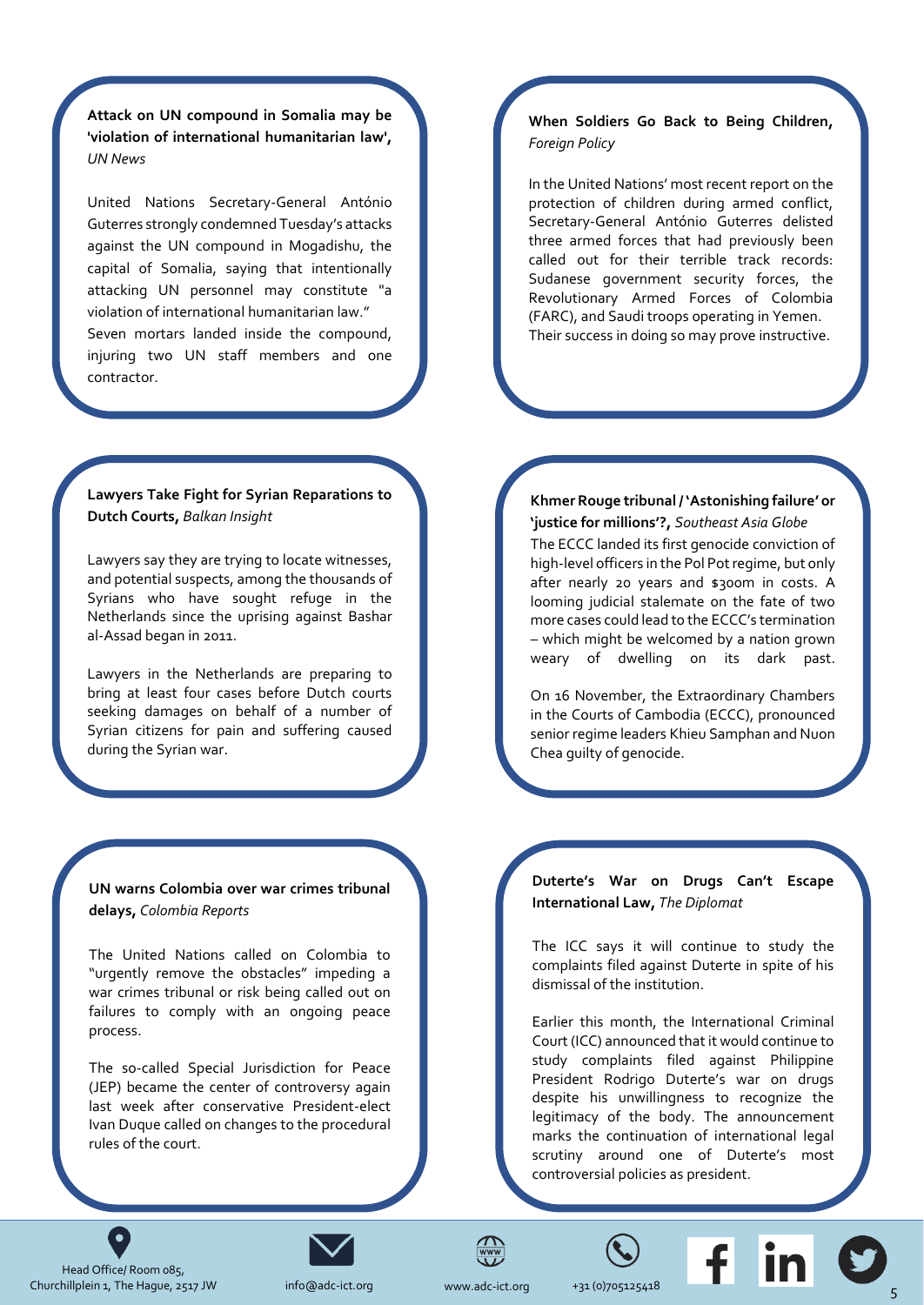**Attack on UN compound in Somalia may be 'violation of international humanitarian law',** *UN News*

United Nations Secretary-General António Guterres strongly condemned Tuesday's attacks against the UN compound in Mogadishu, the capital of Somalia, saying that intentionally attacking UN personnel may constitute "a violation of international humanitarian law." Seven mortars landed inside the compound, injuring two UN staff members and one contractor.

**When Soldiers Go Back to Being Children,** *Foreign Policy*

In the United Nations' most recent report on the protection of children during armed conflict, Secretary-General António Guterres delisted three armed forces that had previously been called out for their terrible track records: Sudanese government security forces, the Revolutionary Armed Forces of Colombia (FARC), and Saudi troops operating in Yemen. Their success in doing so may prove instructive.

**Lawyers Take Fight for Syrian Reparations to Dutch Courts,** *Balkan Insight*

Lawyers say they are trying to locate witnesses, and potential suspects, among the thousands of Syrians who have sought refuge in the Netherlands since the uprising against Bashar al-Assad began in 2011.

Lawyers in the Netherlands are preparing to bring at least four cases before Dutch courts seeking damages on behalf of a number of Syrian citizens for pain and suffering caused during the Syrian war.

**Khmer Rouge tribunal / 'Astonishing failure' or 'justice for millions'?,** *Southeast Asia Globe*

The ECCC landed its first genocide conviction of high-level officers in the Pol Pot regime, but only after nearly 20 years and $300m in costs. A looming judicial stalemate on the fate of two more cases could lead to the ECCC's termination – which might be welcomed by a nation grown weary of dwelling on its dark past.

On 16 November, the Extraordinary Chambers in the Courts of Cambodia (ECCC), pronounced senior regime leaders Khieu Samphan and Nuon Chea guilty of genocide.

**UN warns Colombia over war crimes tribunal delays,** *Colombia Reports*

The United Nations called on Colombia to "urgently remove the obstacles" impeding a war crimes tribunal or risk being called out on failures to comply with an ongoing peace process.

The so-called Special Jurisdiction for Peace (JEP) became the center of controversy again last week after conservative President-elect Ivan Duque called on changes to the procedural rules of the court.

**Duterte's War on Drugs Can't Escape International Law,** *The Diplomat*

The ICC says it will continue to study the complaints filed against Duterte in spite of his dismissal of the institution.

Earlier this month, the International Criminal Court (ICC) announced that it would continue to study complaints filed against Philippine President Rodrigo Duterte's war on drugs despite his unwillingness to recognize the legitimacy of the body. The announcement marks the continuation of international legal scrutiny around one of Duterte's most controversial policies as president.

Head Office/ Room 085, Churchillplein 1, The Hague, 2517 JW | info@adc-ict.org | www.adc-ict.org | +31 (0)705125418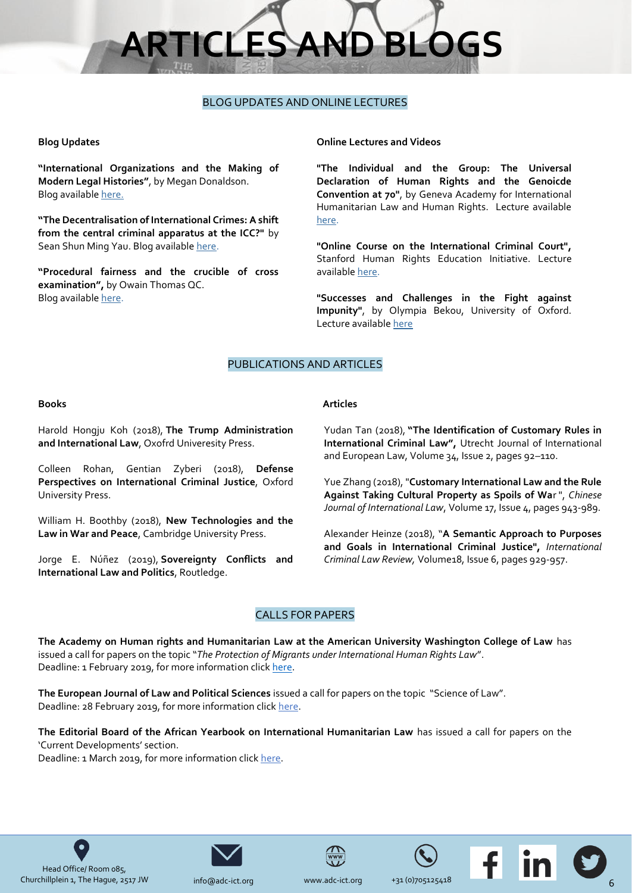# ARTICLES AND BLOGS

## BLOG UPDATES AND ONLINE LECTURES

### Blog Updates

**"International Organizations and the Making of Modern Legal Histories"**, by Megan Donaldson.
Blog available here.

**"The Decentralisation of International Crimes: A shift from the central criminal apparatus at the ICC?"** by Sean Shun Ming Yau. Blog available here.

**"Procedural fairness and the crucible of cross examination",** by Owain Thomas QC.
Blog available here.

### Online Lectures and Videos

**"The Individual and the Group: The Universal Declaration of Human Rights and the Genoicde Convention at 70"**, by Geneva Academy for International Humanitarian Law and Human Rights. Lecture available here.

**"Online Course on the International Criminal Court",** Stanford Human Rights Education Initiative. Lecture available here.

**"Successes and Challenges in the Fight against Impunity"**, by Olympia Bekou, University of Oxford. Lecture available here

## PUBLICATIONS AND ARTICLES

### Books

Harold Hongju Koh (2018), **The Trump Administration and International Law**, Oxofrd Univeresity Press.

Colleen Rohan, Gentian Zyberi (2018), **Defense Perspectives on International Criminal Justice**, Oxford University Press.

William H. Boothby (2018), **New Technologies and the Law in War and Peace**, Cambridge University Press.

Jorge E. Núñez (2019), **Sovereignty Conflicts and International Law and Politics**, Routledge.

### Articles

Yudan Tan (2018), **"The Identification of Customary Rules in International Criminal Law",** Utrecht Journal of International and European Law, Volume 34, Issue 2, pages 92–110.

Yue Zhang (2018), "**Customary International Law and the Rule Against Taking Cultural Property as Spoils of Wa**r", *Chinese Journal of International Law*, Volume 17, Issue 4, pages 943-989.

Alexander Heinze (2018), "**A Semantic Approach to Purposes and Goals in International Criminal Justice",** *International Criminal Law Review,* Volume18, Issue 6, pages 929-957.

## CALLS FOR PAPERS

**The Academy on Human rights and Humanitarian Law at the American University Washington College of Law** has issued a call for papers on the topic "*The Protection of Migrants under International Human Rights Law*".
Deadline: 1 February 2019, for more information click here.

**The European Journal of Law and Political Sciences** issued a call for papers on the topic "Science of Law".
Deadline: 28 February 2019, for more information click here.

**The Editorial Board of the African Yearbook on International Humanitarian Law** has issued a call for papers on the 'Current Developments' section.
Deadline: 1 March 2019, for more information click here.

Head Office/ Room 085, Churchillplein 1, The Hague, 2517 JW | info@adc-ict.org | www.adc-ict.org | +31 (0)705125418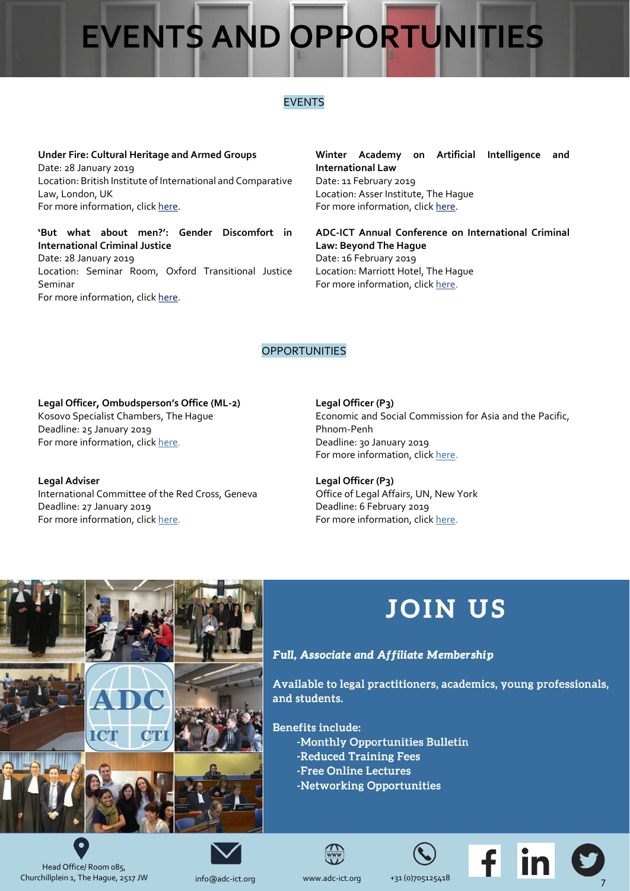# EVENTS AND OPPORTUNITIES

## EVENTS

**Under Fire: Cultural Heritage and Armed Groups**
Date: 28 January 2019
Location: British Institute of International and Comparative Law, London, UK
For more information, click here.

**'But what about men?': Gender Discomfort in International Criminal Justice**
Date: 28 January 2019
Location: Seminar Room, Oxford Transitional Justice Seminar
For more information, click here.

**Winter Academy on Artificial Intelligence and International Law**
Date: 11 February 2019
Location: Asser Institute, The Hague
For more information, click here.

**ADC-ICT Annual Conference on International Criminal Law: Beyond The Hague**
Date: 16 February 2019
Location: Marriott Hotel, The Hague
For more information, click here.

## OPPORTUNITIES

**Legal Officer, Ombudsperson's Office (ML-2)**
Kosovo Specialist Chambers, The Hague
Deadline: 25 January 2019
For more information, click here.

**Legal Adviser**
International Committee of the Red Cross, Geneva
Deadline: 27 January 2019
For more information, click here.

**Legal Officer (P3)**
Economic and Social Commission for Asia and the Pacific, Phnom-Penh
Deadline: 30 January 2019
For more information, click here.

**Legal Officer (P3)**
Office of Legal Affairs, UN, New York
Deadline: 6 February 2019
For more information, click here.

## JOIN US

***Full, Associate and Affiliate Membership***

**Available to legal practitioners, academics, young professionals, and students.**

**Benefits include:**
- **Monthly Opportunities Bulletin**
- **Reduced Training Fees**
- **Free Online Lectures**
- **Networking Opportunities**

Head Office/ Room 085, Churchillplein 1, The Hague, 2517 JW

info@adc-ict.org

www.adc-ict.org

+31 (0)705125418